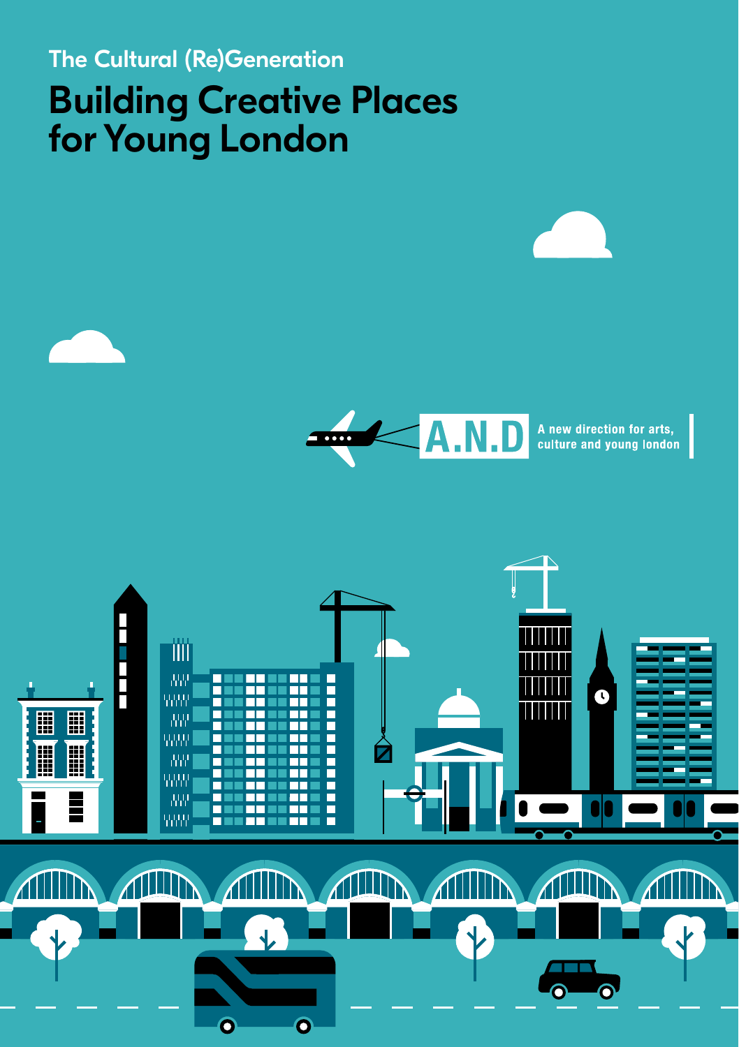The Cultural (Re)Generation

# Building Creative Places for Young London

A.N.D

A new direction for arts, culture and young london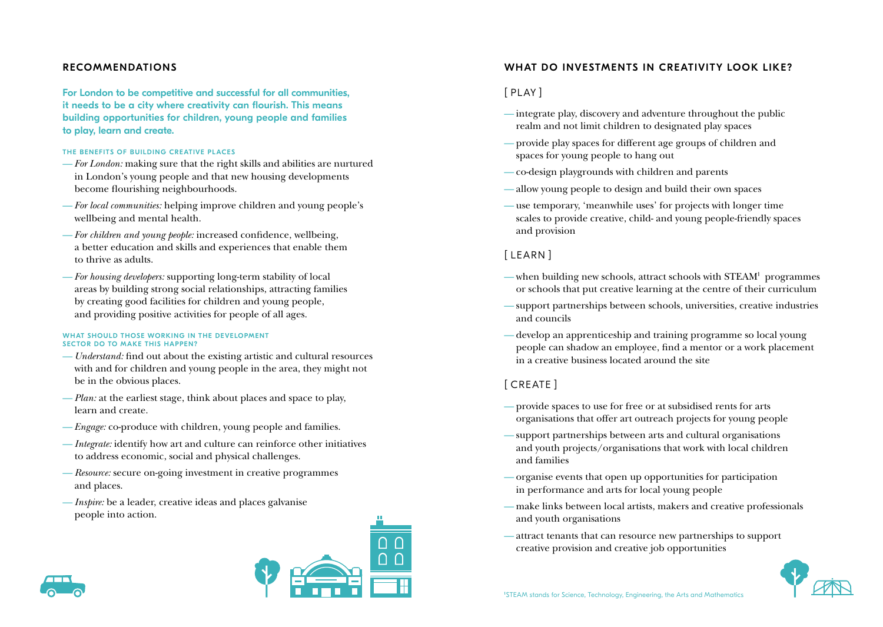## RECOMMENDATIONS

**For London to be competitive and successful for all communities, it needs to be a city where creativity can flourish. This means building opportunities for children, young people and families to play, learn and create.**

### THE BENEFITS OF BUILDING CREATIVE PLACES

- *For London:* making sure that the right skills and abilities are nurtured in London's young people and that new housing developments become flourishing neighbourhoods.
- *For local communities:* helping improve children and young people's wellbeing and mental health.
- *For children and young people:* increased confidence, wellbeing, a better education and skills and experiences that enable them to thrive as adults.
- *For housing developers:* supporting long-term stability of local areas by building strong social relationships, attracting families by creating good facilities for children and young people, and providing positive activities for people of all ages.

### WHAT SHOULD THOSE WORKING IN THE DEVELOPMENT SECTOR DO TO MAKE THIS HAPPEN?

- *Understand:* find out about the existing artistic and cultural resources with and for children and young people in the area, they might not be in the obvious places.
- *Plan:* at the earliest stage, think about places and space to play, learn and create.
- *Engage:* co-produce with children, young people and families.
- *Integrate:* identify how art and culture can reinforce other initiatives to address economic, social and physical challenges.
- *Resource:* secure on-going investment in creative programmes and places.
- *Inspire:* be a leader, creative ideas and places galvanise people into action.

## WHAT DO INVESTMENTS IN CREATIVITY LOOK LIKE?

### [ PLAY ]

- integrate play, discovery and adventure throughout the public realm and not limit children to designated play spaces
- provide play spaces for different age groups of children and spaces for young people to hang out
- co-design playgrounds with children and parents
- allow young people to design and build their own spaces
- use temporary, 'meanwhile uses' for projects with longer time scales to provide creative, child- and young people-friendly spaces and provision

### [ LEARN ]

- when building new schools, attract schools with STEAM[1] programmes or schools that put creative learning at the centre of their curriculum
- support partnerships between schools, universities, creative industries and councils
- develop an apprenticeship and training programme so local young people can shadow an employee, find a mentor or a work placement in a creative business located around the site

### [ CREATE ]

- provide spaces to use for free or at subsidised rents for arts organisations that offer art outreach projects for young people
- support partnerships between arts and cultural organisations and youth projects/organisations that work with local children and families
- organise events that open up opportunities for participation in performance and arts for local young people
- make links between local artists, makers and creative professionals and youth organisations
- attract tenants that can resource new partnerships to support creative provision and creative job opportunities

[1]STEAM stands for Science, Technology, Engineering, the Arts and Mathematics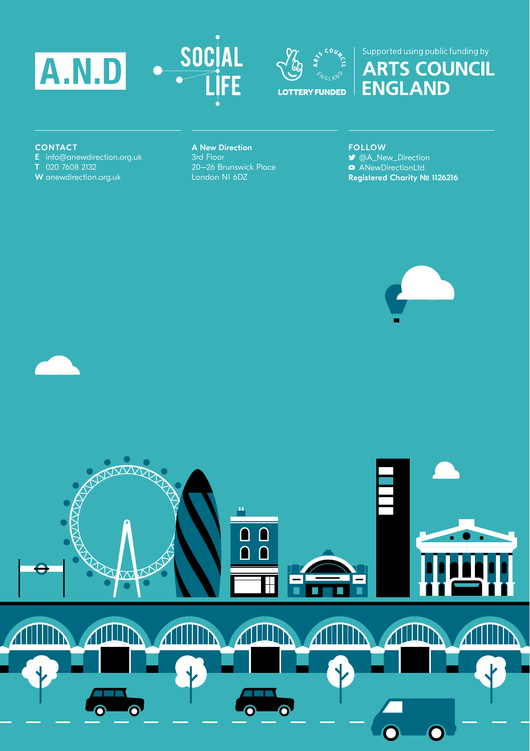A.N.D

SOCIAL LIFE

LOTTERY FUNDED

Supported using public funding by

ARTS COUNCIL ENGLAND

**CONTACT**
**E** info@anewdirection.org.uk
**T** 020 7608 2132
**W** anewdirection.org.uk

**A New Direction**
3rd Floor
20–26 Brunswick Place
London N1 6DZ

**FOLLOW**
@A_New_Direction
ANewDirectionLtd
**Registered Charity № 1126216**